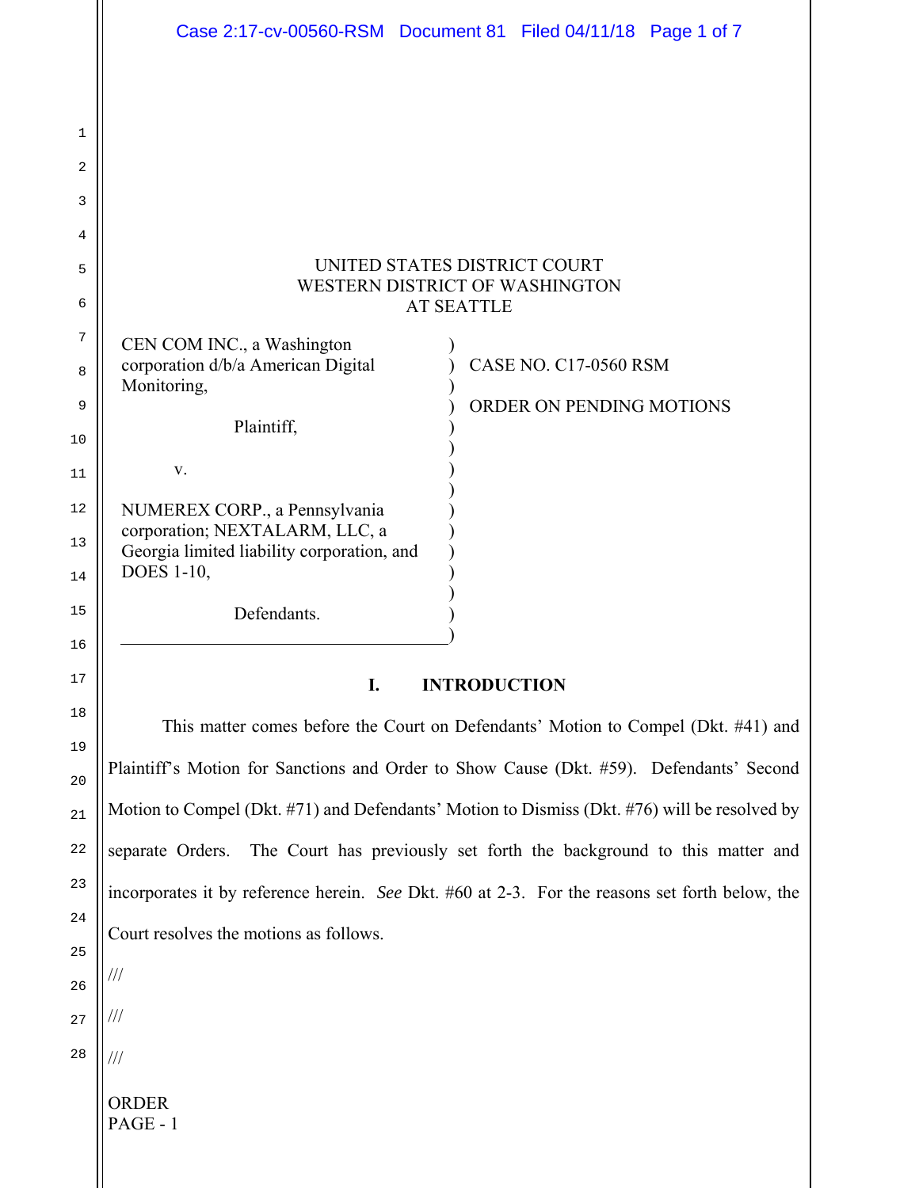UNITED STATES DISTRICT COURT
WESTERN DISTRICT OF WASHINGTON
AT SEATTLE

CEN COM INC., a Washington corporation d/b/a American Digital Monitoring,

Plaintiff,

v.

NUMEREX CORP., a Pennsylvania corporation; NEXTALARM, LLC, a Georgia limited liability corporation, and DOES 1-10,

Defendants.

CASE NO. C17-0560 RSM

ORDER ON PENDING MOTIONS

## I. INTRODUCTION

This matter comes before the Court on Defendants' Motion to Compel (Dkt. #41) and Plaintiff's Motion for Sanctions and Order to Show Cause (Dkt. #59). Defendants' Second Motion to Compel (Dkt. #71) and Defendants' Motion to Dismiss (Dkt. #76) will be resolved by separate Orders. The Court has previously set forth the background to this matter and incorporates it by reference herein. *See* Dkt. #60 at 2-3. For the reasons set forth below, the Court resolves the motions as follows.

///

///

///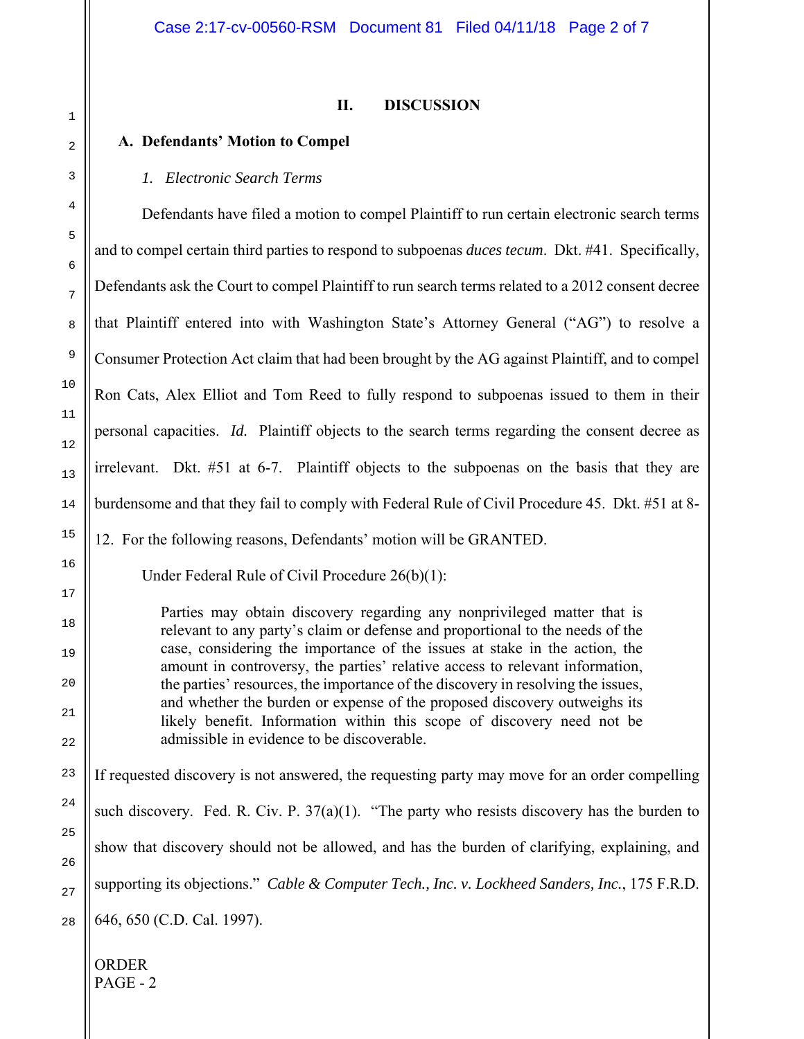## II. DISCUSSION

### A. Defendants' Motion to Compel

#### *1. Electronic Search Terms*

Defendants have filed a motion to compel Plaintiff to run certain electronic search terms and to compel certain third parties to respond to subpoenas *duces tecum*. Dkt. #41. Specifically, Defendants ask the Court to compel Plaintiff to run search terms related to a 2012 consent decree that Plaintiff entered into with Washington State's Attorney General ("AG") to resolve a Consumer Protection Act claim that had been brought by the AG against Plaintiff, and to compel Ron Cats, Alex Elliot and Tom Reed to fully respond to subpoenas issued to them in their personal capacities. *Id.* Plaintiff objects to the search terms regarding the consent decree as irrelevant. Dkt. #51 at 6-7. Plaintiff objects to the subpoenas on the basis that they are burdensome and that they fail to comply with Federal Rule of Civil Procedure 45. Dkt. #51 at 8-12. For the following reasons, Defendants' motion will be GRANTED.

Under Federal Rule of Civil Procedure 26(b)(1):

> Parties may obtain discovery regarding any nonprivileged matter that is relevant to any party's claim or defense and proportional to the needs of the case, considering the importance of the issues at stake in the action, the amount in controversy, the parties' relative access to relevant information, the parties' resources, the importance of the discovery in resolving the issues, and whether the burden or expense of the proposed discovery outweighs its likely benefit. Information within this scope of discovery need not be admissible in evidence to be discoverable.

If requested discovery is not answered, the requesting party may move for an order compelling such discovery. Fed. R. Civ. P. 37(a)(1). "The party who resists discovery has the burden to show that discovery should not be allowed, and has the burden of clarifying, explaining, and supporting its objections." *Cable & Computer Tech., Inc. v. Lockheed Sanders, Inc.*, 175 F.R.D. 646, 650 (C.D. Cal. 1997).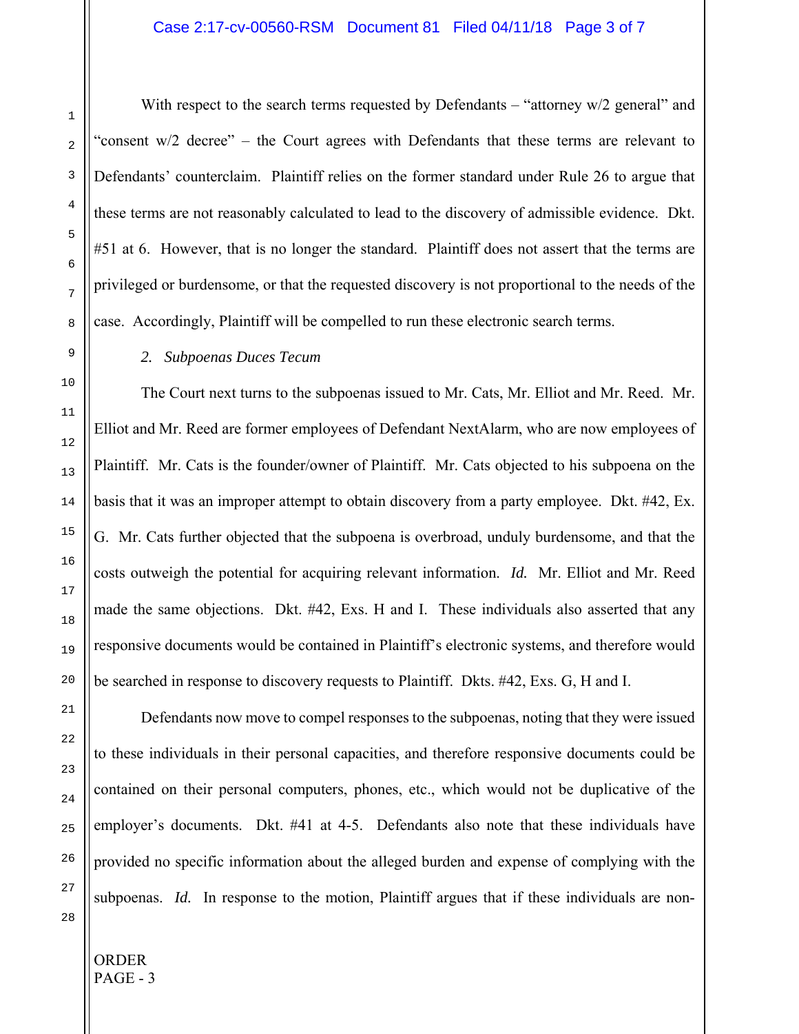With respect to the search terms requested by Defendants – "attorney w/2 general" and "consent w/2 decree" – the Court agrees with Defendants that these terms are relevant to Defendants' counterclaim. Plaintiff relies on the former standard under Rule 26 to argue that these terms are not reasonably calculated to lead to the discovery of admissible evidence. Dkt. #51 at 6. However, that is no longer the standard. Plaintiff does not assert that the terms are privileged or burdensome, or that the requested discovery is not proportional to the needs of the case. Accordingly, Plaintiff will be compelled to run these electronic search terms.

*2. Subpoenas Duces Tecum*

The Court next turns to the subpoenas issued to Mr. Cats, Mr. Elliot and Mr. Reed. Mr. Elliot and Mr. Reed are former employees of Defendant NextAlarm, who are now employees of Plaintiff. Mr. Cats is the founder/owner of Plaintiff. Mr. Cats objected to his subpoena on the basis that it was an improper attempt to obtain discovery from a party employee. Dkt. #42, Ex. G. Mr. Cats further objected that the subpoena is overbroad, unduly burdensome, and that the costs outweigh the potential for acquiring relevant information. *Id.* Mr. Elliot and Mr. Reed made the same objections. Dkt. #42, Exs. H and I. These individuals also asserted that any responsive documents would be contained in Plaintiff's electronic systems, and therefore would be searched in response to discovery requests to Plaintiff. Dkts. #42, Exs. G, H and I.

Defendants now move to compel responses to the subpoenas, noting that they were issued to these individuals in their personal capacities, and therefore responsive documents could be contained on their personal computers, phones, etc., which would not be duplicative of the employer's documents. Dkt. #41 at 4-5. Defendants also note that these individuals have provided no specific information about the alleged burden and expense of complying with the subpoenas. *Id.* In response to the motion, Plaintiff argues that if these individuals are non-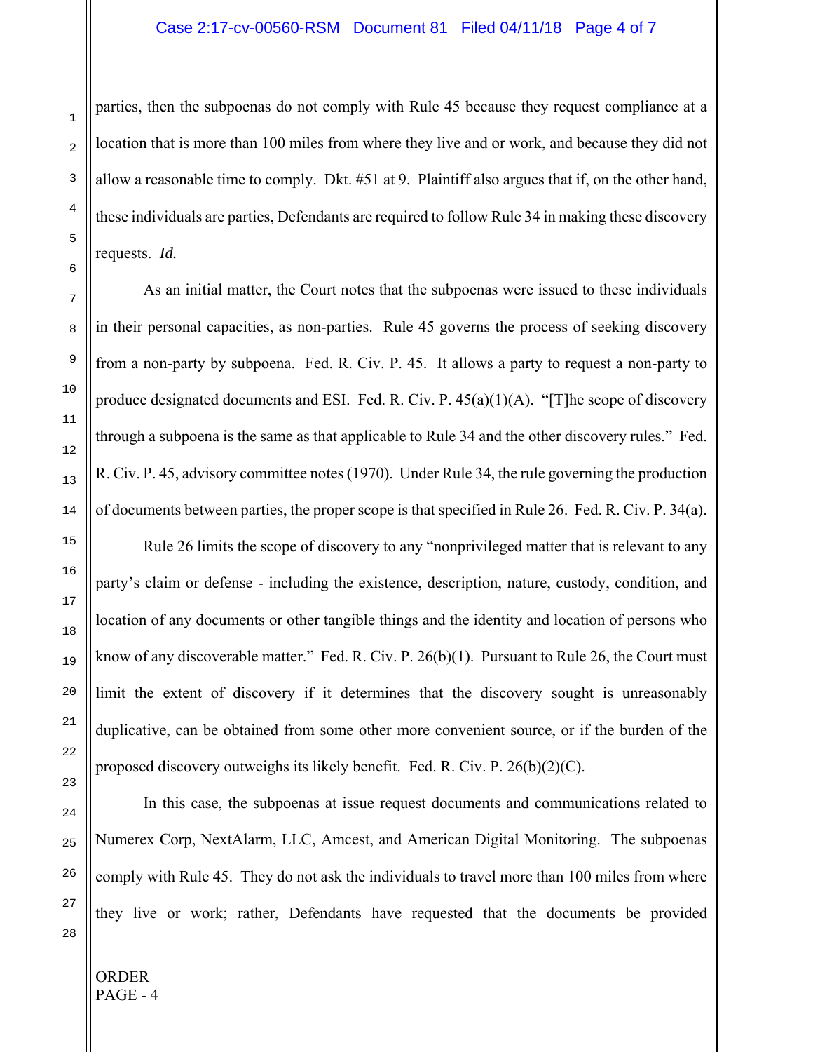parties, then the subpoenas do not comply with Rule 45 because they request compliance at a location that is more than 100 miles from where they live and or work, and because they did not allow a reasonable time to comply. Dkt. #51 at 9. Plaintiff also argues that if, on the other hand, these individuals are parties, Defendants are required to follow Rule 34 in making these discovery requests. *Id.*

As an initial matter, the Court notes that the subpoenas were issued to these individuals in their personal capacities, as non-parties. Rule 45 governs the process of seeking discovery from a non-party by subpoena. Fed. R. Civ. P. 45. It allows a party to request a non-party to produce designated documents and ESI. Fed. R. Civ. P. 45(a)(1)(A). "[T]he scope of discovery through a subpoena is the same as that applicable to Rule 34 and the other discovery rules." Fed. R. Civ. P. 45, advisory committee notes (1970). Under Rule 34, the rule governing the production of documents between parties, the proper scope is that specified in Rule 26. Fed. R. Civ. P. 34(a).

Rule 26 limits the scope of discovery to any "nonprivileged matter that is relevant to any party's claim or defense - including the existence, description, nature, custody, condition, and location of any documents or other tangible things and the identity and location of persons who know of any discoverable matter." Fed. R. Civ. P. 26(b)(1). Pursuant to Rule 26, the Court must limit the extent of discovery if it determines that the discovery sought is unreasonably duplicative, can be obtained from some other more convenient source, or if the burden of the proposed discovery outweighs its likely benefit. Fed. R. Civ. P. 26(b)(2)(C).

In this case, the subpoenas at issue request documents and communications related to Numerex Corp, NextAlarm, LLC, Amcest, and American Digital Monitoring. The subpoenas comply with Rule 45. They do not ask the individuals to travel more than 100 miles from where they live or work; rather, Defendants have requested that the documents be provided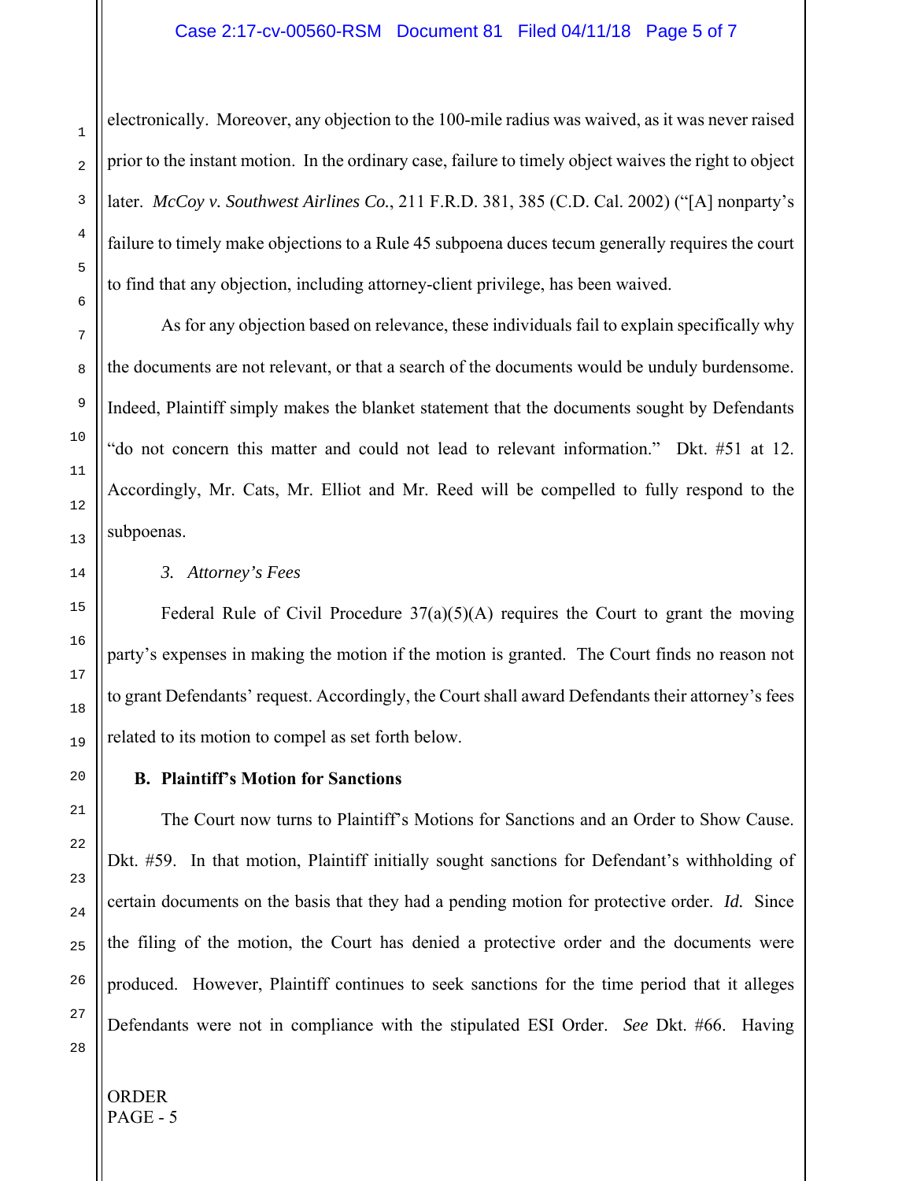electronically. Moreover, any objection to the 100-mile radius was waived, as it was never raised prior to the instant motion. In the ordinary case, failure to timely object waives the right to object later. *McCoy v. Southwest Airlines Co.*, 211 F.R.D. 381, 385 (C.D. Cal. 2002) ("[A] nonparty's failure to timely make objections to a Rule 45 subpoena duces tecum generally requires the court to find that any objection, including attorney-client privilege, has been waived.

As for any objection based on relevance, these individuals fail to explain specifically why the documents are not relevant, or that a search of the documents would be unduly burdensome. Indeed, Plaintiff simply makes the blanket statement that the documents sought by Defendants "do not concern this matter and could not lead to relevant information." Dkt. #51 at 12. Accordingly, Mr. Cats, Mr. Elliot and Mr. Reed will be compelled to fully respond to the subpoenas.

*3. Attorney's Fees*

Federal Rule of Civil Procedure 37(a)(5)(A) requires the Court to grant the moving party's expenses in making the motion if the motion is granted. The Court finds no reason not to grant Defendants' request. Accordingly, the Court shall award Defendants their attorney's fees related to its motion to compel as set forth below.

**B. Plaintiff's Motion for Sanctions**

The Court now turns to Plaintiff's Motions for Sanctions and an Order to Show Cause. Dkt. #59. In that motion, Plaintiff initially sought sanctions for Defendant's withholding of certain documents on the basis that they had a pending motion for protective order. *Id.* Since the filing of the motion, the Court has denied a protective order and the documents were produced. However, Plaintiff continues to seek sanctions for the time period that it alleges Defendants were not in compliance with the stipulated ESI Order. *See* Dkt. #66. Having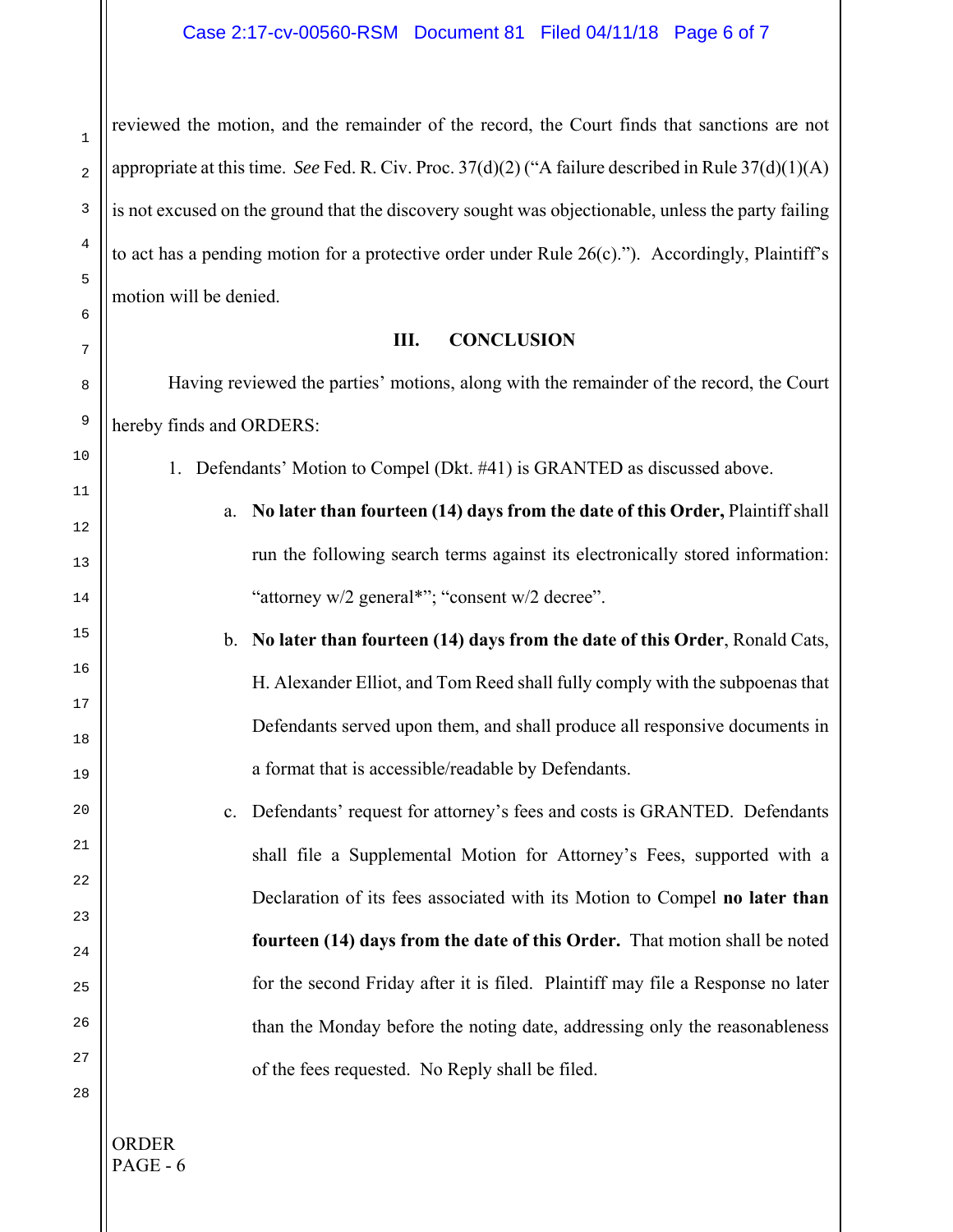reviewed the motion, and the remainder of the record, the Court finds that sanctions are not appropriate at this time. *See* Fed. R. Civ. Proc. 37(d)(2) ("A failure described in Rule 37(d)(1)(A) is not excused on the ground that the discovery sought was objectionable, unless the party failing to act has a pending motion for a protective order under Rule 26(c)."). Accordingly, Plaintiff's motion will be denied.

### III. CONCLUSION

Having reviewed the parties' motions, along with the remainder of the record, the Court hereby finds and ORDERS:

1. Defendants' Motion to Compel (Dkt. #41) is GRANTED as discussed above.
   a. **No later than fourteen (14) days from the date of this Order,** Plaintiff shall run the following search terms against its electronically stored information: "attorney w/2 general*"; "consent w/2 decree".
   b. **No later than fourteen (14) days from the date of this Order**, Ronald Cats, H. Alexander Elliot, and Tom Reed shall fully comply with the subpoenas that Defendants served upon them, and shall produce all responsive documents in a format that is accessible/readable by Defendants.
   c. Defendants' request for attorney's fees and costs is GRANTED. Defendants shall file a Supplemental Motion for Attorney's Fees, supported with a Declaration of its fees associated with its Motion to Compel **no later than fourteen (14) days from the date of this Order.** That motion shall be noted for the second Friday after it is filed. Plaintiff may file a Response no later than the Monday before the noting date, addressing only the reasonableness of the fees requested. No Reply shall be filed.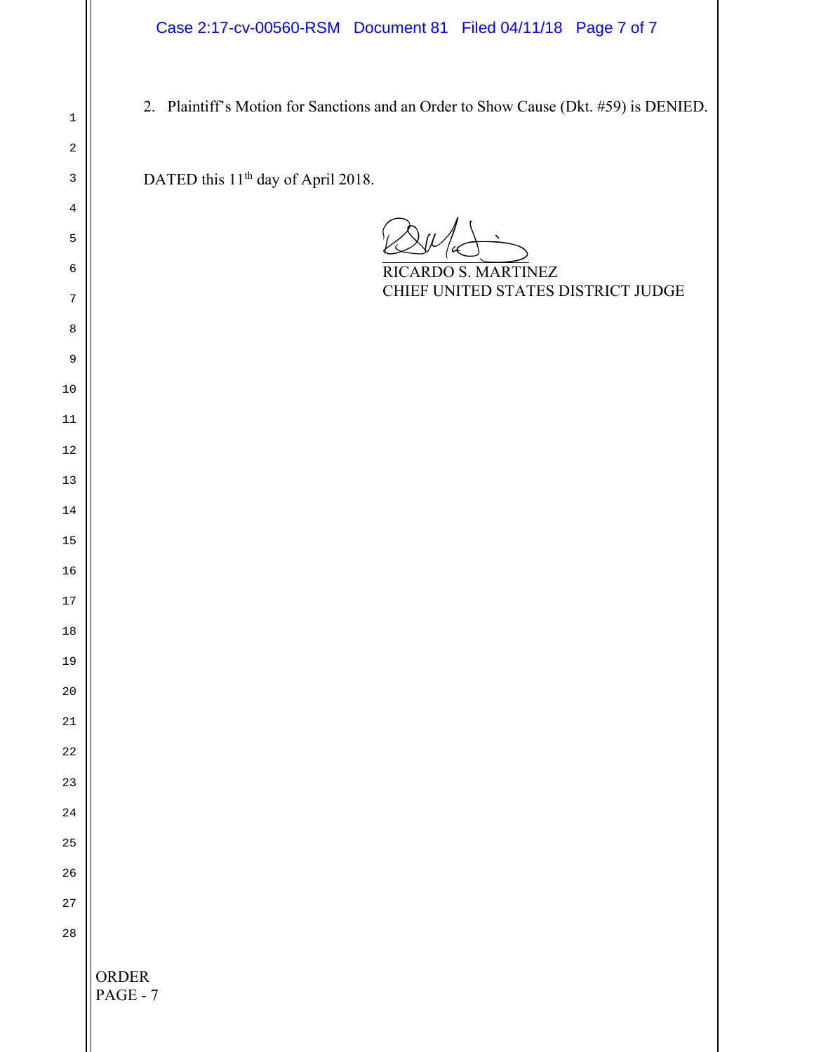2. Plaintiff's Motion for Sanctions and an Order to Show Cause (Dkt. #59) is DENIED.

DATED this 11th day of April 2018.

RICARDO S. MARTINEZ
CHIEF UNITED STATES DISTRICT JUDGE